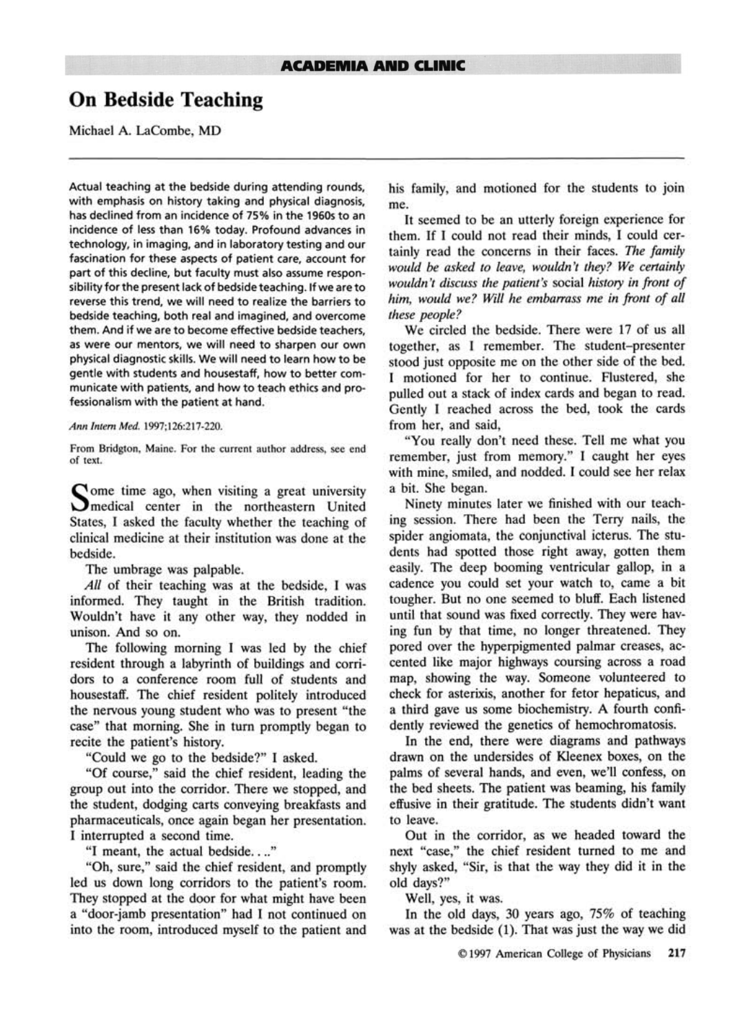ACADEMIA AND CLINIC

# On Bedside Teaching

Michael A. LaCombe, MD

Actual teaching at the bedside during attending rounds, with emphasis on history taking and physical diagnosis, has declined from an incidence of 75% in the 1960s to an incidence of less than 16% today. Profound advances in technology, in imaging, and in laboratory testing and our fascination for these aspects of patient care, account for part of this decline, but faculty must also assume responsibility for the present lack of bedside teaching. If we are to reverse this trend, we will need to realize the barriers to bedside teaching, both real and imagined, and overcome them. And if we are to become effective bedside teachers, as were our mentors, we will need to sharpen our own physical diagnostic skills. We will need to learn how to be gentle with students and housestaff, how to better communicate with patients, and how to teach ethics and professionalism with the patient at hand.

*Ann Intern Med.* 1997;126:217-220.

From Bridgton, Maine. For the current author address, see end of text.

Some time ago, when visiting a great university medical center in the northeastern United States, I asked the faculty whether the teaching of clinical medicine at their institution was done at the bedside.

The umbrage was palpable.

*All* of their teaching was at the bedside, I was informed. They taught in the British tradition. Wouldn't have it any other way, they nodded in unison. And so on.

The following morning I was led by the chief resident through a labyrinth of buildings and corridors to a conference room full of students and housestaff. The chief resident politely introduced the nervous young student who was to present "the case" that morning. She in turn promptly began to recite the patient's history.

"Could we go to the bedside?" I asked.

"Of course," said the chief resident, leading the group out into the corridor. There we stopped, and the student, dodging carts conveying breakfasts and pharmaceuticals, once again began her presentation. I interrupted a second time.

"I meant, the actual bedside. . .."

"Oh, sure," said the chief resident, and promptly led us down long corridors to the patient's room. They stopped at the door for what might have been a "door-jamb presentation" had I not continued on into the room, introduced myself to the patient and his family, and motioned for the students to join me.

It seemed to be an utterly foreign experience for them. If I could not read their minds, I could certainly read the concerns in their faces. *The family would be asked to leave, wouldn't they? We certainly wouldn't discuss the patient's* social *history in front of him, would we? Will he embarrass me in front of all these people?*

We circled the bedside. There were 17 of us all together, as I remember. The student–presenter stood just opposite me on the other side of the bed. I motioned for her to continue. Flustered, she pulled out a stack of index cards and began to read. Gently I reached across the bed, took the cards from her, and said,

"You really don't need these. Tell me what you remember, just from memory." I caught her eyes with mine, smiled, and nodded. I could see her relax a bit. She began.

Ninety minutes later we finished with our teaching session. There had been the Terry nails, the spider angiomata, the conjunctival icterus. The students had spotted those right away, gotten them easily. The deep booming ventricular gallop, in a cadence you could set your watch to, came a bit tougher. But no one seemed to bluff. Each listened until that sound was fixed correctly. They were having fun by that time, no longer threatened. They pored over the hyperpigmented palmar creases, accented like major highways coursing across a road map, showing the way. Someone volunteered to check for asterixis, another for fetor hepaticus, and a third gave us some biochemistry. A fourth confidently reviewed the genetics of hemochromatosis.

In the end, there were diagrams and pathways drawn on the undersides of Kleenex boxes, on the palms of several hands, and even, we'll confess, on the bed sheets. The patient was beaming, his family effusive in their gratitude. The students didn't want to leave.

Out in the corridor, as we headed toward the next "case," the chief resident turned to me and shyly asked, "Sir, is that the way they did it in the old days?"

Well, yes, it was.

In the old days, 30 years ago, 75% of teaching was at the bedside (1). That was just the way we did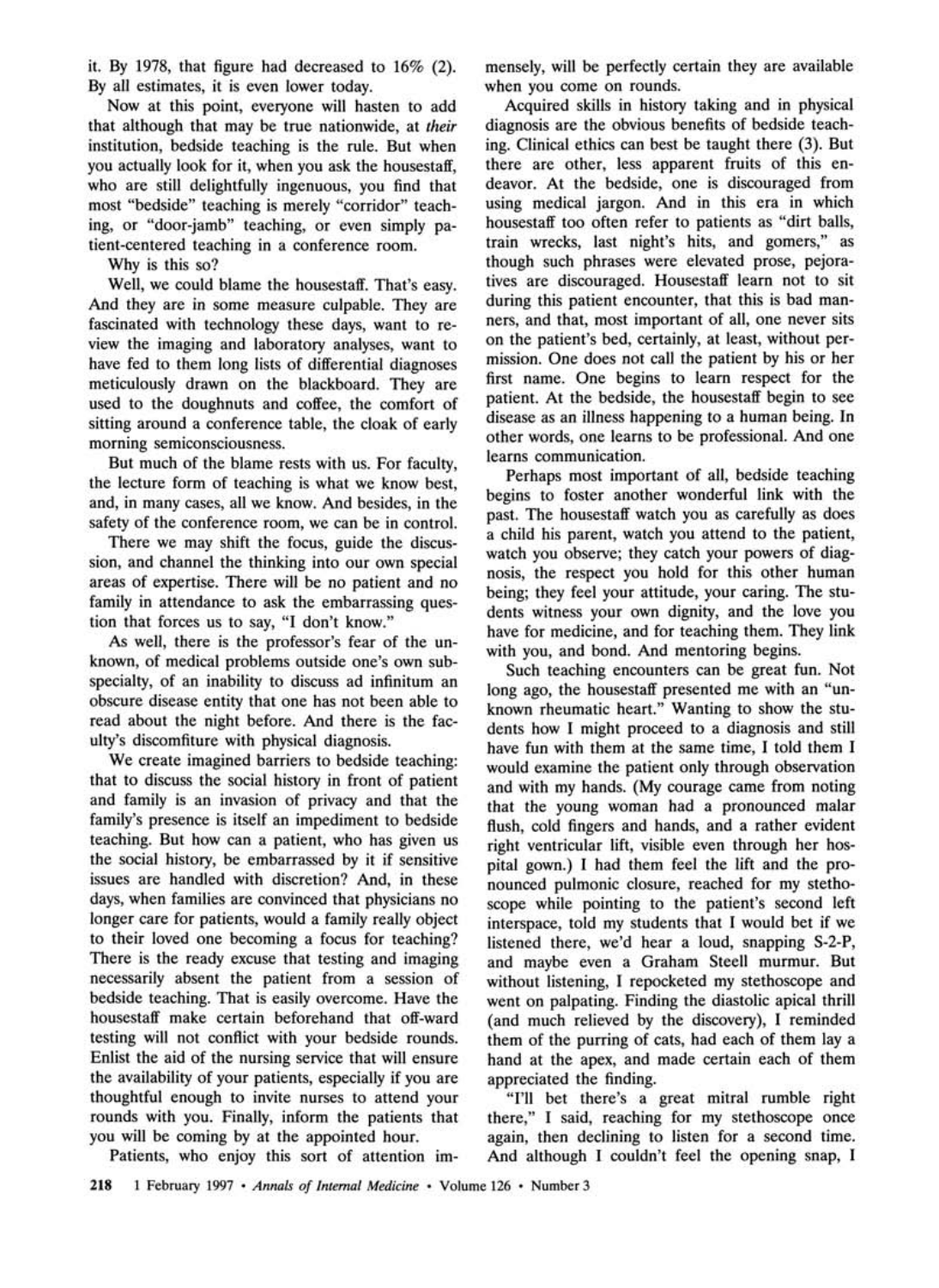it. By 1978, that figure had decreased to 16% (2). By all estimates, it is even lower today.

Now at this point, everyone will hasten to add that although that may be true nationwide, at *their* institution, bedside teaching is the rule. But when you actually look for it, when you ask the housestaff, who are still delightfully ingenuous, you find that most "bedside" teaching is merely "corridor" teaching, or "door-jamb" teaching, or even simply patient-centered teaching in a conference room.

Why is this so?

Well, we could blame the housestaff. That's easy. And they are in some measure culpable. They are fascinated with technology these days, want to review the imaging and laboratory analyses, want to have fed to them long lists of differential diagnoses meticulously drawn on the blackboard. They are used to the doughnuts and coffee, the comfort of sitting around a conference table, the cloak of early morning semiconsciousness.

But much of the blame rests with us. For faculty, the lecture form of teaching is what we know best, and, in many cases, all we know. And besides, in the safety of the conference room, we can be in control.

There we may shift the focus, guide the discussion, and channel the thinking into our own special areas of expertise. There will be no patient and no family in attendance to ask the embarrassing question that forces us to say, "I don't know."

As well, there is the professor's fear of the unknown, of medical problems outside one's own subspecialty, of an inability to discuss ad infinitum an obscure disease entity that one has not been able to read about the night before. And there is the faculty's discomfiture with physical diagnosis.

We create imagined barriers to bedside teaching: that to discuss the social history in front of patient and family is an invasion of privacy and that the family's presence is itself an impediment to bedside teaching. But how can a patient, who has given us the social history, be embarrassed by it if sensitive issues are handled with discretion? And, in these days, when families are convinced that physicians no longer care for patients, would a family really object to their loved one becoming a focus for teaching? There is the ready excuse that testing and imaging necessarily absent the patient from a session of bedside teaching. That is easily overcome. Have the housestaff make certain beforehand that off-ward testing will not conflict with your bedside rounds. Enlist the aid of the nursing service that will ensure the availability of your patients, especially if you are thoughtful enough to invite nurses to attend your rounds with you. Finally, inform the patients that you will be coming by at the appointed hour.

Patients, who enjoy this sort of attention immensely, will be perfectly certain they are available when you come on rounds.

Acquired skills in history taking and in physical diagnosis are the obvious benefits of bedside teaching. Clinical ethics can best be taught there (3). But there are other, less apparent fruits of this endeavor. At the bedside, one is discouraged from using medical jargon. And in this era in which housestaff too often refer to patients as "dirt balls, train wrecks, last night's hits, and gomers," as though such phrases were elevated prose, pejoratives are discouraged. Housestaff learn not to sit during this patient encounter, that this is bad manners, and that, most important of all, one never sits on the patient's bed, certainly, at least, without permission. One does not call the patient by his or her first name. One begins to learn respect for the patient. At the bedside, the housestaff begin to see disease as an illness happening to a human being. In other words, one learns to be professional. And one learns communication.

Perhaps most important of all, bedside teaching begins to foster another wonderful link with the past. The housestaff watch you as carefully as does a child his parent, watch you attend to the patient, watch you observe; they catch your powers of diagnosis, the respect you hold for this other human being; they feel your attitude, your caring. The students witness your own dignity, and the love you have for medicine, and for teaching them. They link with you, and bond. And mentoring begins.

Such teaching encounters can be great fun. Not long ago, the housestaff presented me with an "unknown rheumatic heart." Wanting to show the students how I might proceed to a diagnosis and still have fun with them at the same time, I told them I would examine the patient only through observation and with my hands. (My courage came from noting that the young woman had a pronounced malar flush, cold fingers and hands, and a rather evident right ventricular lift, visible even through her hospital gown.) I had them feel the lift and the pronounced pulmonic closure, reached for my stethoscope while pointing to the patient's second left interspace, told my students that I would bet if we listened there, we'd hear a loud, snapping S-2-P, and maybe even a Graham Steell murmur. But without listening, I repocketed my stethoscope and went on palpating. Finding the diastolic apical thrill (and much relieved by the discovery), I reminded them of the purring of cats, had each of them lay a hand at the apex, and made certain each of them appreciated the finding.

"I'll bet there's a great mitral rumble right there," I said, reaching for my stethoscope once again, then declining to listen for a second time. And although I couldn't feel the opening snap, I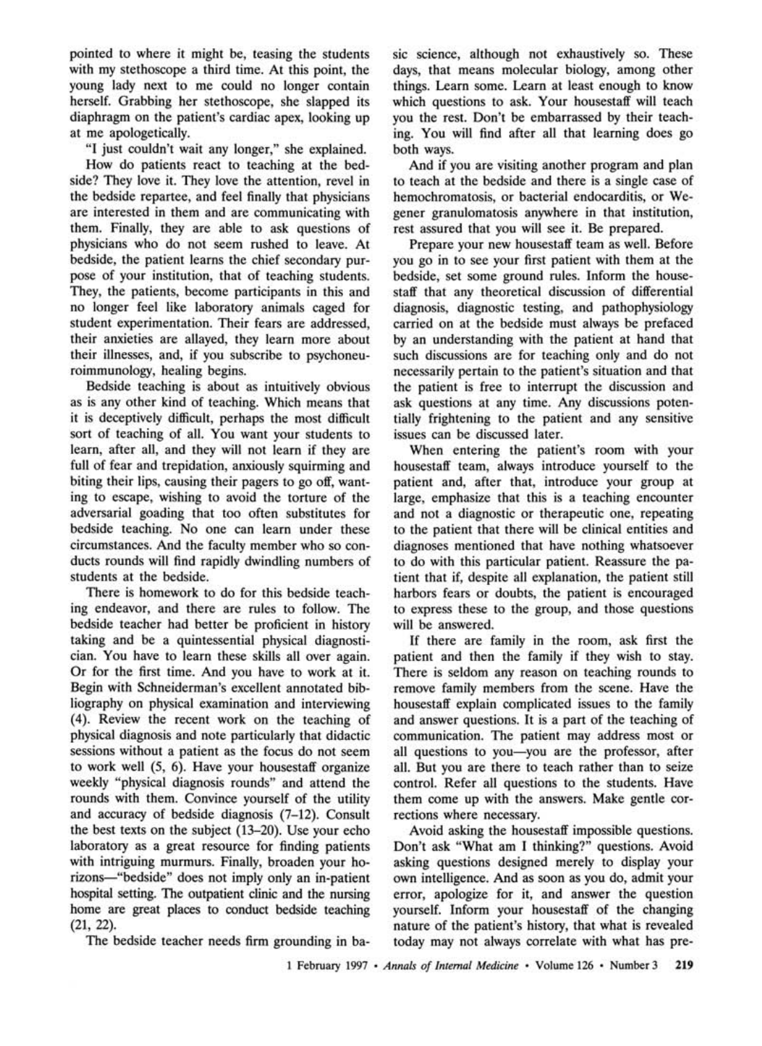pointed to where it might be, teasing the students with my stethoscope a third time. At this point, the young lady next to me could no longer contain herself. Grabbing her stethoscope, she slapped its diaphragm on the patient's cardiac apex, looking up at me apologetically.

"I just couldn't wait any longer," she explained.

How do patients react to teaching at the bedside? They love it. They love the attention, revel in the bedside repartee, and feel finally that physicians are interested in them and are communicating with them. Finally, they are able to ask questions of physicians who do not seem rushed to leave. At bedside, the patient learns the chief secondary purpose of your institution, that of teaching students. They, the patients, become participants in this and no longer feel like laboratory animals caged for student experimentation. Their fears are addressed, their anxieties are allayed, they learn more about their illnesses, and, if you subscribe to psychoneuroimmunology, healing begins.

Bedside teaching is about as intuitively obvious as is any other kind of teaching. Which means that it is deceptively difficult, perhaps the most difficult sort of teaching of all. You want your students to learn, after all, and they will not learn if they are full of fear and trepidation, anxiously squirming and biting their lips, causing their pagers to go off, wanting to escape, wishing to avoid the torture of the adversarial goading that too often substitutes for bedside teaching. No one can learn under these circumstances. And the faculty member who so conducts rounds will find rapidly dwindling numbers of students at the bedside.

There is homework to do for this bedside teaching endeavor, and there are rules to follow. The bedside teacher had better be proficient in history taking and be a quintessential physical diagnostician. You have to learn these skills all over again. Or for the first time. And you have to work at it. Begin with Schneiderman's excellent annotated bibliography on physical examination and interviewing (4). Review the recent work on the teaching of physical diagnosis and note particularly that didactic sessions without a patient as the focus do not seem to work well (5, 6). Have your housestaff organize weekly "physical diagnosis rounds" and attend the rounds with them. Convince yourself of the utility and accuracy of bedside diagnosis (7–12). Consult the best texts on the subject (13–20). Use your echo laboratory as a great resource for finding patients with intriguing murmurs. Finally, broaden your horizons—"bedside" does not imply only an in-patient hospital setting. The outpatient clinic and the nursing home are great places to conduct bedside teaching (21, 22).

The bedside teacher needs firm grounding in basic science, although not exhaustively so. These days, that means molecular biology, among other things. Learn some. Learn at least enough to know which questions to ask. Your housestaff will teach you the rest. Don't be embarrassed by their teaching. You will find after all that learning does go both ways.

And if you are visiting another program and plan to teach at the bedside and there is a single case of hemochromatosis, or bacterial endocarditis, or Wegener granulomatosis anywhere in that institution, rest assured that you will see it. Be prepared.

Prepare your new housestaff team as well. Before you go in to see your first patient with them at the bedside, set some ground rules. Inform the housestaff that any theoretical discussion of differential diagnosis, diagnostic testing, and pathophysiology carried on at the bedside must always be prefaced by an understanding with the patient at hand that such discussions are for teaching only and do not necessarily pertain to the patient's situation and that the patient is free to interrupt the discussion and ask questions at any time. Any discussions potentially frightening to the patient and any sensitive issues can be discussed later.

When entering the patient's room with your housestaff team, always introduce yourself to the patient and, after that, introduce your group at large, emphasize that this is a teaching encounter and not a diagnostic or therapeutic one, repeating to the patient that there will be clinical entities and diagnoses mentioned that have nothing whatsoever to do with this particular patient. Reassure the patient that if, despite all explanation, the patient still harbors fears or doubts, the patient is encouraged to express these to the group, and those questions will be answered.

If there are family in the room, ask first the patient and then the family if they wish to stay. There is seldom any reason on teaching rounds to remove family members from the scene. Have the housestaff explain complicated issues to the family and answer questions. It is a part of the teaching of communication. The patient may address most or all questions to you—you are the professor, after all. But you are there to teach rather than to seize control. Refer all questions to the students. Have them come up with the answers. Make gentle corrections where necessary.

Avoid asking the housestaff impossible questions. Don't ask "What am I thinking?" questions. Avoid asking questions designed merely to display your own intelligence. And as soon as you do, admit your error, apologize for it, and answer the question yourself. Inform your housestaff of the changing nature of the patient's history, that what is revealed today may not always correlate with what has pre-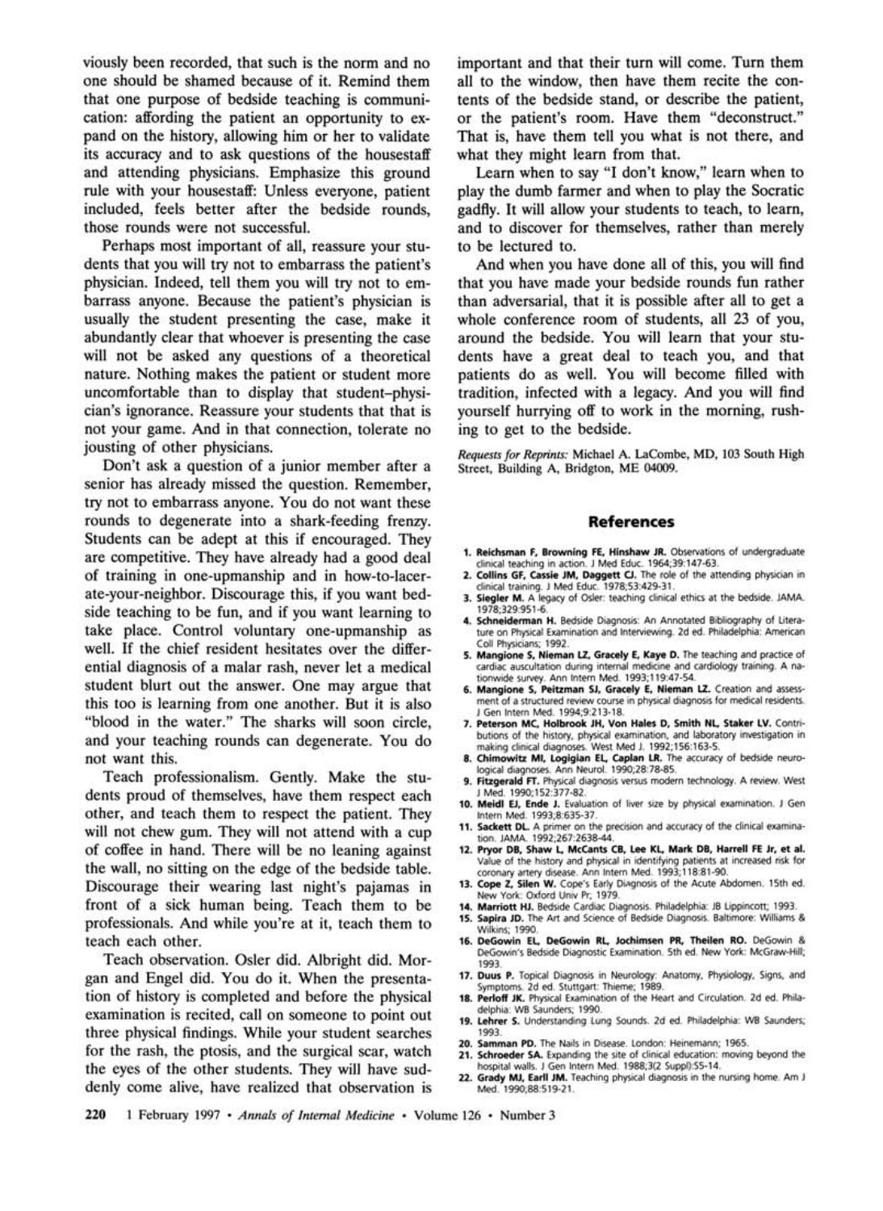viously been recorded, that such is the norm and no one should be shamed because of it. Remind them that one purpose of bedside teaching is communication: affording the patient an opportunity to expand on the history, allowing him or her to validate its accuracy and to ask questions of the housestaff and attending physicians. Emphasize this ground rule with your housestaff: Unless everyone, patient included, feels better after the bedside rounds, those rounds were not successful.

Perhaps most important of all, reassure your students that you will try not to embarrass the patient's physician. Indeed, tell them you will try not to embarrass anyone. Because the patient's physician is usually the student presenting the case, make it abundantly clear that whoever is presenting the case will not be asked any questions of a theoretical nature. Nothing makes the patient or student more uncomfortable than to display that student–physician's ignorance. Reassure your students that that is not your game. And in that connection, tolerate no jousting of other physicians.

Don't ask a question of a junior member after a senior has already missed the question. Remember, try not to embarrass anyone. You do not want these rounds to degenerate into a shark-feeding frenzy. Students can be adept at this if encouraged. They are competitive. They have already had a good deal of training in one-upmanship and in how-to-lacerate-your-neighbor. Discourage this, if you want bedside teaching to be fun, and if you want learning to take place. Control voluntary one-upmanship as well. If the chief resident hesitates over the differential diagnosis of a malar rash, never let a medical student blurt out the answer. One may argue that this too is learning from one another. But it is also "blood in the water." The sharks will soon circle, and your teaching rounds can degenerate. You do not want this.

Teach professionalism. Gently. Make the students proud of themselves, have them respect each other, and teach them to respect the patient. They will not chew gum. They will not attend with a cup of coffee in hand. There will be no leaning against the wall, no sitting on the edge of the bedside table. Discourage their wearing last night's pajamas in front of a sick human being. Teach them to be professionals. And while you're at it, teach them to teach each other.

Teach observation. Osler did. Albright did. Morgan and Engel did. You do it. When the presentation of history is completed and before the physical examination is recited, call on someone to point out three physical findings. While your student searches for the rash, the ptosis, and the surgical scar, watch the eyes of the other students. They will have suddenly come alive, have realized that observation is important and that their turn will come. Turn them all to the window, then have them recite the contents of the bedside stand, or describe the patient, or the patient's room. Have them "deconstruct." That is, have them tell you what is not there, and what they might learn from that.

Learn when to say "I don't know," learn when to play the dumb farmer and when to play the Socratic gadfly. It will allow your students to teach, to learn, and to discover for themselves, rather than merely to be lectured to.

And when you have done all of this, you will find that you have made your bedside rounds fun rather than adversarial, that it is possible after all to get a whole conference room of students, all 23 of you, around the bedside. You will learn that your students have a great deal to teach you, and that patients do as well. You will become filled with tradition, infected with a legacy. And you will find yourself hurrying off to work in the morning, rushing to get to the bedside.

*Requests for Reprints:* Michael A. LaCombe, MD, 103 South High Street, Building A, Bridgton, ME 04009.

## References

1. **Reichsman F, Browning FE, Hinshaw JR.** Observations of undergraduate clinical teaching in action. J Med Educ. 1964;39:147-63.
2. **Collins GF, Cassie JM, Daggett CJ.** The role of the attending physician in clinical training. J Med Educ. 1978;53:429-31.
3. **Siegler M.** A legacy of Osler: teaching clinical ethics at the bedside. JAMA. 1978;329:951-6.
4. **Schneiderman H.** Bedside Diagnosis: An Annotated Bibliography of Literature on Physical Examination and Interviewing. 2d ed. Philadelphia: American Coll Physicians; 1992.
5. **Mangione S, Nieman LZ, Gracely E, Kaye D.** The teaching and practice of cardiac auscultation during internal medicine and cardiology training. A nationwide survey. Ann Intern Med. 1993;119:47-54.
6. **Mangione S, Peitzman SJ, Gracely E, Nieman LZ.** Creation and assessment of a structured review course in physical diagnosis for medical residents. J Gen Intern Med. 1994;9:213-18.
7. **Peterson MC, Holbrook JH, Von Hales D, Smith NL, Staker LV.** Contributions of the history, physical examination, and laboratory investigation in making clinical diagnoses. West Med J. 1992;156:163-5.
8. **Chimowitz MI, Logigian EL, Caplan LR.** The accuracy of bedside neurological diagnoses. Ann Neurol. 1990;28:78-85.
9. **Fitzgerald FT.** Physical diagnosis versus modern technology. A review. West J Med. 1990;152:377-82.
10. **Meidl EJ, Ende J.** Evaluation of liver size by physical examination. J Gen Intern Med. 1993;8:635-37.
11. **Sackett DL.** A primer on the precision and accuracy of the clinical examination. JAMA. 1992;267:2638-44.
12. **Pryor DB, Shaw L, McCants CB, Lee KL, Mark DB, Harrell FE Jr, et al.** Value of the history and physical in identifying patients at increased risk for coronary artery disease. Ann Intern Med. 1993;118:81-90.
13. **Cope Z, Silen W.** Cope's Early Diagnosis of the Acute Abdomen. 15th ed. New York: Oxford Univ Pr; 1979.
14. **Marriott HJ.** Bedside Cardiac Diagnosis. Philadelphia: JB Lippincott; 1993.
15. **Sapira JD.** The Art and Science of Bedside Diagnosis. Baltimore: Williams & Wilkins; 1990.
16. **DeGowin EL, DeGowin RL, Jochimsen PR, Theilen RO.** DeGowin & DeGowin's Bedside Diagnostic Examination. 5th ed. New York: McGraw-Hill; 1993.
17. **Duus P.** Topical Diagnosis in Neurology: Anatomy, Physiology, Signs, and Symptoms. 2d ed. Stuttgart: Thieme; 1989.
18. **Perloff JK.** Physical Examination of the Heart and Circulation. 2d ed. Philadelphia: WB Saunders; 1990.
19. **Lehrer S.** Understanding Lung Sounds. 2d ed. Philadelphia: WB Saunders; 1993.
20. **Samman PD.** The Nails in Disease. London: Heinemann; 1965.
21. **Schroeder SA.** Expanding the site of clinical education: moving beyond the hospital walls. J Gen Intern Med. 1988;3(2 Suppl):S5-14.
22. **Grady MJ, Earll JM.** Teaching physical diagnosis in the nursing home. Am J Med. 1990;88:519-21.